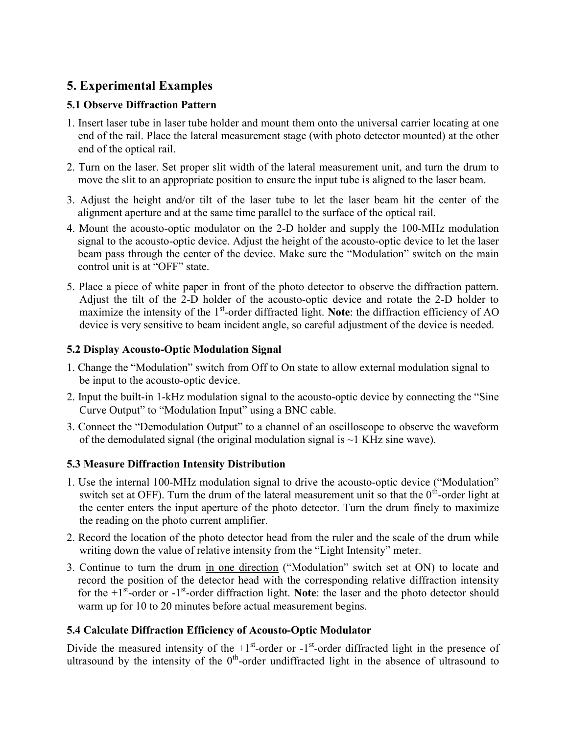# 5. Experimental Examples

## 5.1 Observe Diffraction Pattern

1. Insert laser tube in laser tube holder and mount them onto the universal carrier locating at one end of the rail. Place the lateral measurement stage (with photo detector mounted) at the other end of the optical rail.
2. Turn on the laser. Set proper slit width of the lateral measurement unit, and turn the drum to move the slit to an appropriate position to ensure the input tube is aligned to the laser beam.
3. Adjust the height and/or tilt of the laser tube to let the laser beam hit the center of the alignment aperture and at the same time parallel to the surface of the optical rail.
4. Mount the acousto-optic modulator on the 2-D holder and supply the 100-MHz modulation signal to the acousto-optic device. Adjust the height of the acousto-optic device to let the laser beam pass through the center of the device. Make sure the "Modulation" switch on the main control unit is at "OFF" state.
5. Place a piece of white paper in front of the photo detector to observe the diffraction pattern. Adjust the tilt of the 2-D holder of the acousto-optic device and rotate the 2-D holder to maximize the intensity of the 1$^{st}$-order diffracted light. **Note**: the diffraction efficiency of AO device is very sensitive to beam incident angle, so careful adjustment of the device is needed.

## 5.2 Display Acousto-Optic Modulation Signal

1. Change the "Modulation" switch from Off to On state to allow external modulation signal to be input to the acousto-optic device.
2. Input the built-in 1-kHz modulation signal to the acousto-optic device by connecting the "Sine Curve Output" to "Modulation Input" using a BNC cable.
3. Connect the "Demodulation Output" to a channel of an oscilloscope to observe the waveform of the demodulated signal (the original modulation signal is ~1 KHz sine wave).

## 5.3 Measure Diffraction Intensity Distribution

1. Use the internal 100-MHz modulation signal to drive the acousto-optic device ("Modulation" switch set at OFF). Turn the drum of the lateral measurement unit so that the 0$^{th}$-order light at the center enters the input aperture of the photo detector. Turn the drum finely to maximize the reading on the photo current amplifier.
2. Record the location of the photo detector head from the ruler and the scale of the drum while writing down the value of relative intensity from the "Light Intensity" meter.
3. Continue to turn the drum <u>in one direction</u> ("Modulation" switch set at ON) to locate and record the position of the detector head with the corresponding relative diffraction intensity for the +1$^{st}$-order or -1$^{st}$-order diffraction light. **Note**: the laser and the photo detector should warm up for 10 to 20 minutes before actual measurement begins.

## 5.4 Calculate Diffraction Efficiency of Acousto-Optic Modulator

Divide the measured intensity of the +1$^{st}$-order or -1$^{st}$-order diffracted light in the presence of ultrasound by the intensity of the 0$^{th}$-order undiffracted light in the absence of ultrasound to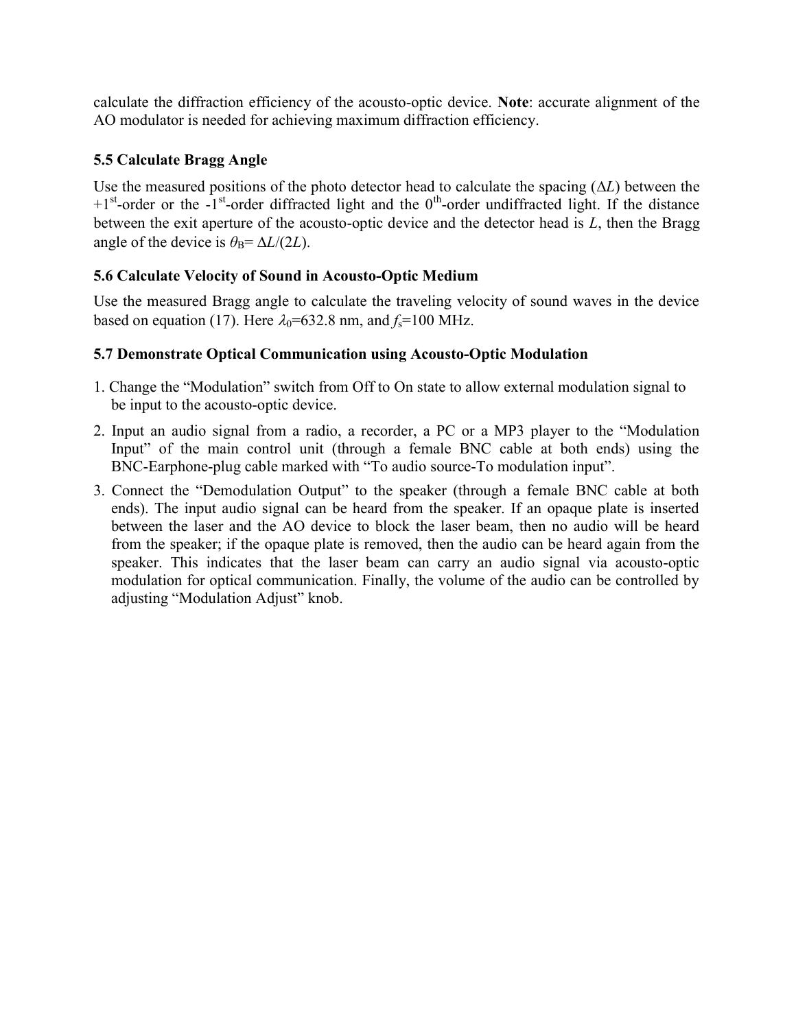calculate the diffraction efficiency of the acousto-optic device. **Note**: accurate alignment of the AO modulator is needed for achieving maximum diffraction efficiency.

### 5.5 Calculate Bragg Angle

Use the measured positions of the photo detector head to calculate the spacing ($\Delta L$) between the +1[st]-order or the -1[st]-order diffracted light and the 0[th]-order undiffracted light. If the distance between the exit aperture of the acousto-optic device and the detector head is $L$, then the Bragg angle of the device is $\theta_B = \Delta L/(2L)$.

### 5.6 Calculate Velocity of Sound in Acousto-Optic Medium

Use the measured Bragg angle to calculate the traveling velocity of sound waves in the device based on equation (17). Here $\lambda_0$=632.8 nm, and $f_s$=100 MHz.

### 5.7 Demonstrate Optical Communication using Acousto-Optic Modulation

1. Change the "Modulation" switch from Off to On state to allow external modulation signal to be input to the acousto-optic device.
2. Input an audio signal from a radio, a recorder, a PC or a MP3 player to the "Modulation Input" of the main control unit (through a female BNC cable at both ends) using the BNC-Earphone-plug cable marked with "To audio source-To modulation input".
3. Connect the "Demodulation Output" to the speaker (through a female BNC cable at both ends). The input audio signal can be heard from the speaker. If an opaque plate is inserted between the laser and the AO device to block the laser beam, then no audio will be heard from the speaker; if the opaque plate is removed, then the audio can be heard again from the speaker. This indicates that the laser beam can carry an audio signal via acousto-optic modulation for optical communication. Finally, the volume of the audio can be controlled by adjusting "Modulation Adjust" knob.